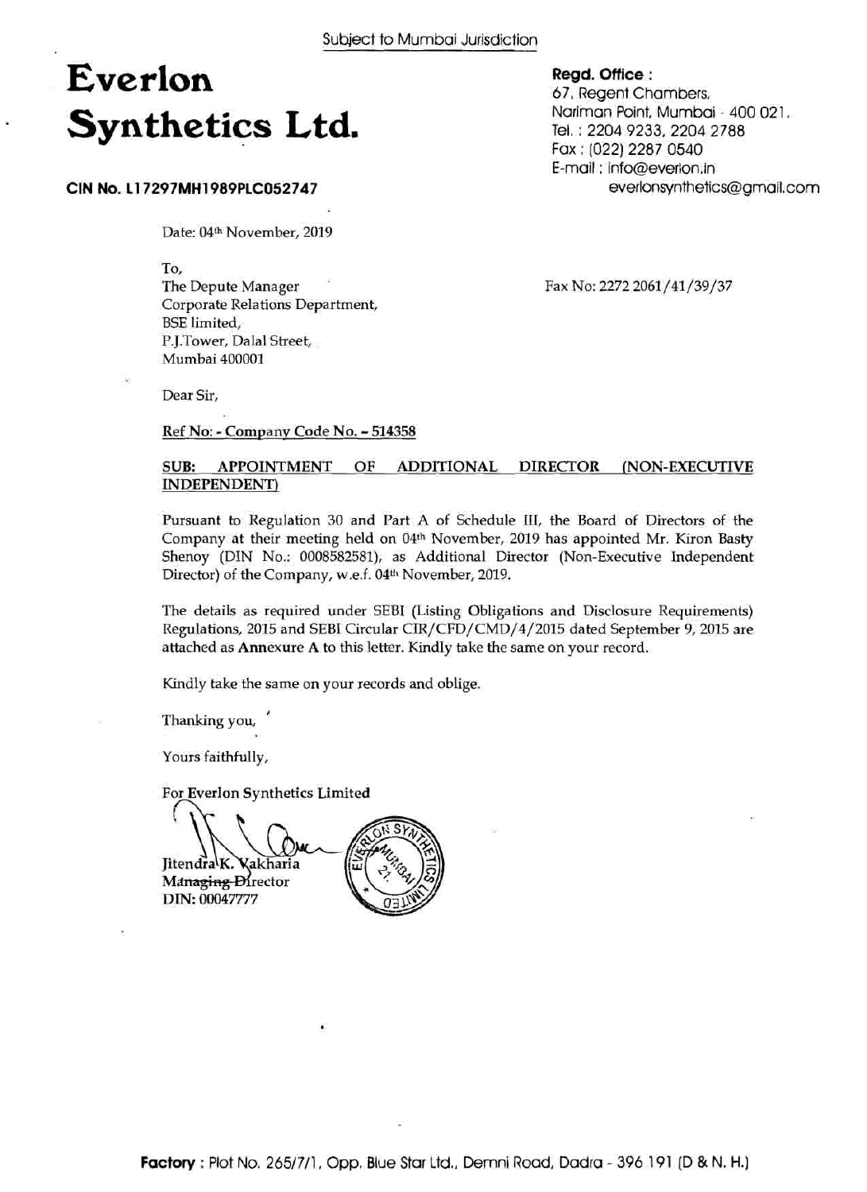Subject to Mumbai Jurisdiction

# Everlon Synthetics Ltd.

**CIN No. L17297MH1989PLC052747**

**Regd. Office :**
67, Regent Chambers,
Nariman Point, Mumbai - 400 021.
Tel. : 2204 9233, 2204 2788
Fax : (022) 2287 0540
E-mail : info@everlon.in
everlonsynthetics@gmail.com

Date: 04th November, 2019

To,
The Depute Manager
Corporate Relations Department,
BSE limited,
P.J.Tower, Dalal Street,
Mumbai 400001

Fax No: 2272 2061/41/39/37

Dear Sir,

Ref No: - Company Code No. - 514358

**SUB: APPOINTMENT OF ADDITIONAL DIRECTOR (NON-EXECUTIVE INDEPENDENT)**

Pursuant to Regulation 30 and Part A of Schedule III, the Board of Directors of the Company at their meeting held on 04th November, 2019 has appointed Mr. Kiron Basty Shenoy (DIN No.: 0008582581), as Additional Director (Non-Executive Independent Director) of the Company, w.e.f. 04th November, 2019.

The details as required under SEBI (Listing Obligations and Disclosure Requirements) Regulations, 2015 and SEBI Circular CIR/CFD/CMD/4/2015 dated September 9, 2015 are attached as **Annexure A** to this letter. Kindly take the same on your record.

Kindly take the same on your records and oblige.

Thanking you,

Yours faithfully,

For Everlon Synthetics Limited

Jitendra K. Vakharia
Managing Director
DIN: 00047777

**Factory** : Plot No. 265/7/1, Opp. Blue Star Ltd., Demni Road, Dadra - 396 191 (D & N. H.)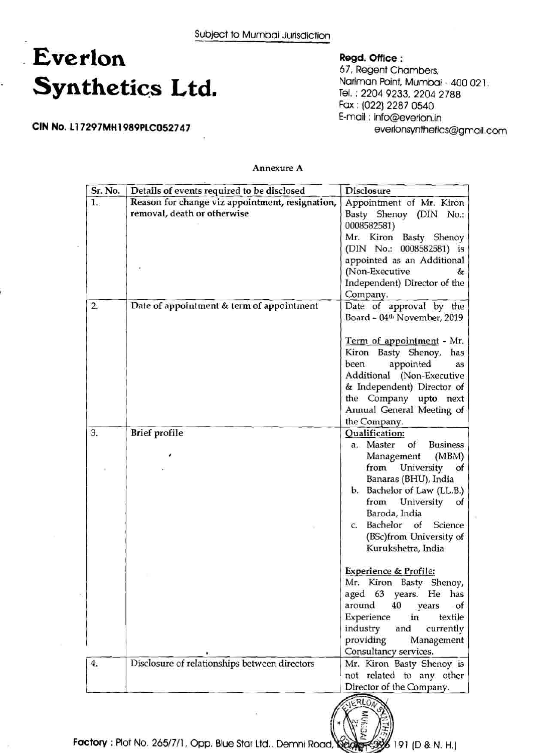Subject to Mumbai Jurisdiction

# Everlon Synthetics Ltd.

**CIN No. L17297MH1989PLC052747**

**Regd. Office :**
67, Regent Chambers,
Nariman Point, Mumbai - 400 021.
Tel. : 2204 9233, 2204 2788
Fax : (022) 2287 0540
E-mail : info@everlon.in
everlonsynthetics@gmail.com

Annexure A

| Sr. No. | Details of events required to be disclosed | Disclosure |
|---|---|---|
| 1. | **Reason for change viz appointment, resignation, removal, death or otherwise** | Appointment of Mr. Kiron Basty Shenoy (DIN No.: 0008582581)<br>Mr. Kiron Basty Shenoy (DIN No.: 0008582581) is appointed as an Additional (Non-Executive & Independent) Director of the Company. |
| 2. | Date of appointment & term of appointment | Date of approval by the Board - 04th November, 2019<br><br><u>Term of appointment</u> - Mr. Kiron Basty Shenoy, has been appointed as Additional (Non-Executive & Independent) Director of the Company upto next Annual General Meeting of the Company. |
| 3. | **Brief profile** | <u>**Qualification:**</u><br>a. Master of Business Management (MBM) from University of Banaras (BHU), India<br>b. Bachelor of Law (LL.B.) from University of Baroda, India<br>c. Bachelor of Science (BSc)from University of Kurukshetra, India<br><br><u>Experience & Profile:</u><br>Mr. Kiron Basty Shenoy, aged 63 years. He has around 40 years of Experience in textile industry and currently providing Management Consultancy services. |
| 4. | Disclosure of relationships between directors | Mr. Kiron Basty Shenoy is not related to any other Director of the Company. |

**Factory :** Plot No. 265/7/1, Opp. Blue Star Ltd., Demni Road, [illegible] 191 (D & N. H.)